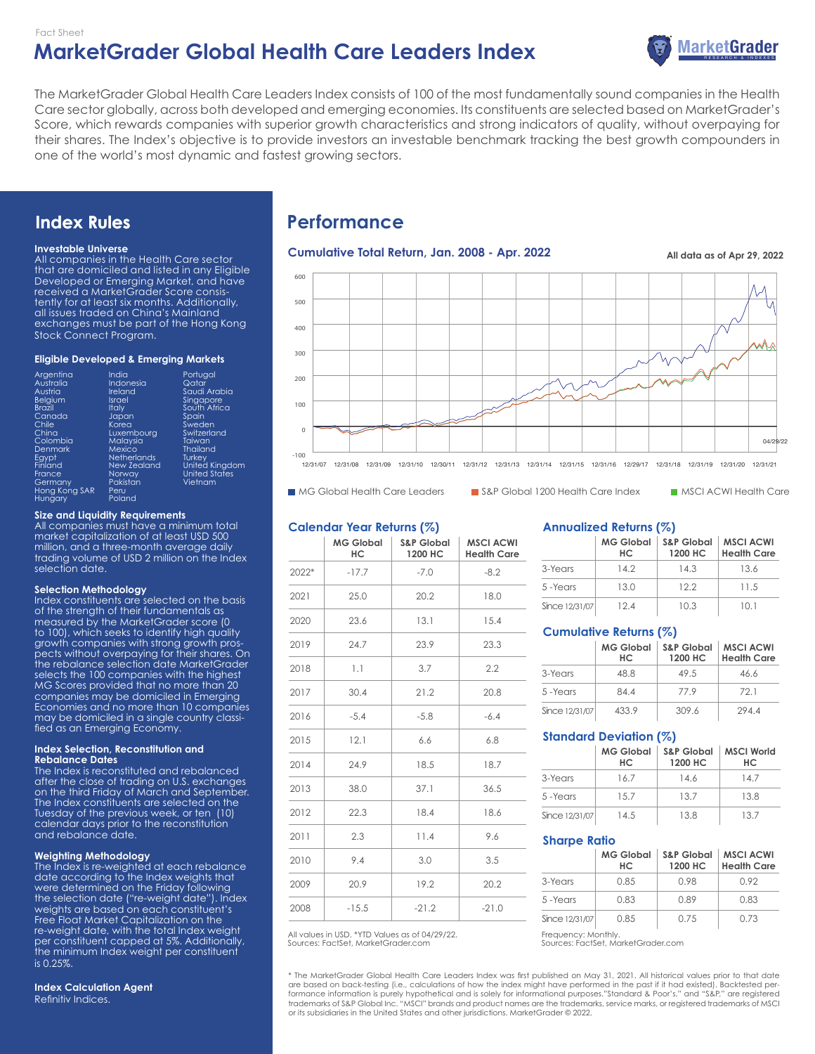Fact Sheet

# MarketGrader Global Health Care Leaders Index

The MarketGrader Global Health Care Leaders Index consists of 100 of the most fundamentally sound companies in the Health Care sector globally, across both developed and emerging economies. Its constituents are selected based on MarketGrader's Score, which rewards companies with superior growth characteristics and strong indicators of quality, without overpaying for their shares. The Index's objective is to provide investors an investable benchmark tracking the best growth compounders in one of the world's most dynamic and fastest growing sectors.

## Index Rules

**Investable Universe**
All companies in the Health Care sector that are domiciled and listed in any Eligible Developed or Emerging Market, and have received a MarketGrader Score consistently for at least six months. Additionally, all issues traded on China's Mainland exchanges must be part of the Hong Kong Stock Connect Program.

**Eligible Developed & Emerging Markets**

Argentina, Australia, Austria, Belgium, Brazil, Canada, Chile, China, Colombia, Denmark, Egypt, Finland, France, Germany, Hong Kong SAR, Hungary, India, Indonesia, Ireland, Israel, Italy, Japan, Korea, Luxembourg, Malaysia, Mexico, Netherlands, New Zealand, Norway, Pakistan, Peru, Poland, Portugal, Qatar, Saudi Arabia, Singapore, South Africa, Spain, Sweden, Switzerland, Taiwan, Thailand, Turkey, United Kingdom, United States, Vietnam

**Size and Liquidity Requirements**
All companies must have a minimum total market capitalization of at least USD 500 million, and a three-month average daily trading volume of USD 2 million on the Index selection date.

**Selection Methodology**
Index constituents are selected on the basis of the strength of their fundamentals as measured by the MarketGrader score (0 to 100), which seeks to identify high quality growth companies with strong growth prospects without overpaying for their shares. On the rebalance selection date MarketGrader selects the 100 companies with the highest MG Scores provided that no more than 20 companies may be domiciled in Emerging Economies and no more than 10 companies may be domiciled in a single country classified as an Emerging Economy.

**Index Selection, Reconstitution and Rebalance Dates**
The Index is reconstituted and rebalanced after the close of trading on U.S. exchanges on the third Friday of March and September. The Index constituents are selected on the Tuesday of the previous week, or ten (10) calendar days prior to the reconstitution and rebalance date.

**Weighting Methodology**
The Index is re-weighted at each rebalance date according to the Index weights that were determined on the Friday following the selection date ("re-weight date"). Index weights are based on each constituent's Free Float Market Capitalization on the re-weight date, with the total Index weight per constituent capped at 5%. Additionally, the minimum Index weight per constituent is 0.25%.

**Index Calculation Agent**
Refinitiv Indices.

## Performance

### Cumulative Total Return, Jan. 2008 - Apr. 2022

All data as of Apr 29, 2022

■ MG Global Health Care Leaders ■ S&P Global 1200 Health Care Index ■ MSCI ACWI Health Care

### Calendar Year Returns (%)

| | MG Global HC | S&P Global 1200 HC | MSCI ACWI Health Care |
|---|---|---|---|
| 2022* | -17.7 | -7.0 | -8.2 |
| 2021 | 25.0 | 20.2 | 18.0 |
| 2020 | 23.6 | 13.1 | 15.4 |
| 2019 | 24.7 | 23.9 | 23.3 |
| 2018 | 1.1 | 3.7 | 2.2 |
| 2017 | 30.4 | 21.2 | 20.8 |
| 2016 | -5.4 | -5.8 | -6.4 |
| 2015 | 12.1 | 6.6 | 6.8 |
| 2014 | 24.9 | 18.5 | 18.7 |
| 2013 | 38.0 | 37.1 | 36.5 |
| 2012 | 22.3 | 18.4 | 18.6 |
| 2011 | 2.3 | 11.4 | 9.6 |
| 2010 | 9.4 | 3.0 | 3.5 |
| 2009 | 20.9 | 19.2 | 20.2 |
| 2008 | -15.5 | -21.2 | -21.0 |

All values in USD. *YTD Values as of 04/29/22.
Sources: FactSet, MarketGrader.com

### Annualized Returns (%)

| | MG Global HC | S&P Global 1200 HC | MSCI ACWI Health Care |
|---|---|---|---|
| 3-Years | 14.2 | 14.3 | 13.6 |
| 5 -Years | 13.0 | 12.2 | 11.5 |
| Since 12/31/07 | 12.4 | 10.3 | 10.1 |

### Cumulative Returns (%)

| | MG Global HC | S&P Global 1200 HC | MSCI ACWI Health Care |
|---|---|---|---|
| 3-Years | 48.8 | 49.5 | 46.6 |
| 5 -Years | 84.4 | 77.9 | 72.1 |
| Since 12/31/07 | 433.9 | 309.6 | 294.4 |

### Standard Deviation (%)

| | MG Global HC | S&P Global 1200 HC | MSCI World HC |
|---|---|---|---|
| 3-Years | 16.7 | 14.6 | 14.7 |
| 5 -Years | 15.7 | 13.7 | 13.8 |
| Since 12/31/07 | 14.5 | 13.8 | 13.7 |

### Sharpe Ratio

| | MG Global HC | S&P Global 1200 HC | MSCI ACWI Health Care |
|---|---|---|---|
| 3-Years | 0.85 | 0.98 | 0.92 |
| 5 -Years | 0.83 | 0.89 | 0.83 |
| Since 12/31/07 | 0.85 | 0.75 | 0.73 |

Frequency: Monthly.
Sources: FactSet, MarketGrader.com

* The MarketGrader Global Health Care Leaders Index was first published on May 31, 2021. All historical values prior to that date are based on back-testing (i.e., calculations of how the index might have performed in the past if it had existed). Backtested performance information is purely hypothetical and is solely for informational purposes."Standard & Poor's," and "S&P," are registered trademarks of S&P Global Inc. "MSCI" brands and product names are the trademarks, service marks, or registered trademarks of MSCI or its subsidiaries in the United States and other jurisdictions. MarketGrader © 2022.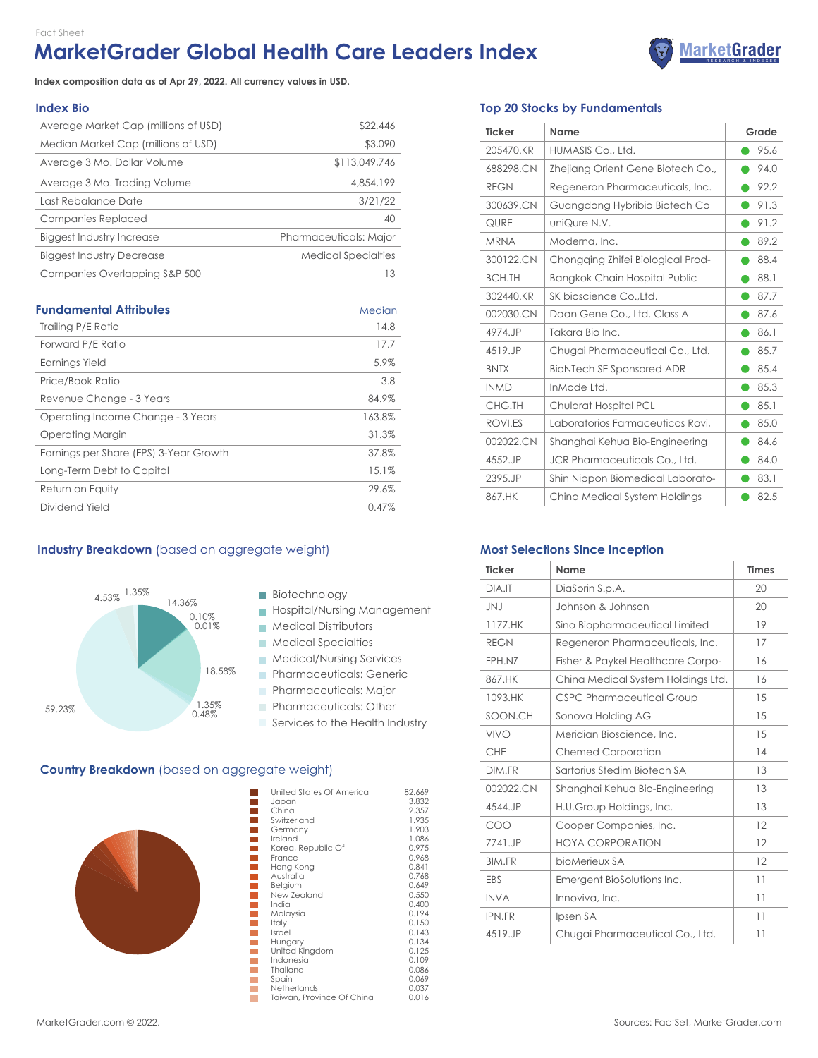Fact Sheet

# MarketGrader Global Health Care Leaders Index

**Index composition data as of Apr 29, 2022. All currency values in USD.**

## Index Bio

| | |
|---|---|
| Average Market Cap (millions of USD) | $22,446 |
| Median Market Cap (millions of USD) | $3,090 |
| Average 3 Mo. Dollar Volume | $113,049,746 |
| Average 3 Mo. Trading Volume | 4,854,199 |
| Last Rebalance Date | 3/21/22 |
| Companies Replaced | 40 |
| Biggest Industry Increase | Pharmaceuticals: Major |
| Biggest Industry Decrease | Medical Specialties |
| Companies Overlapping S&P 500 | 13 |

## Fundamental Attributes

| | Median |
|---|---|
| Trailing P/E Ratio | 14.8 |
| Forward P/E Ratio | 17.7 |
| Earnings Yield | 5.9% |
| Price/Book Ratio | 3.8 |
| Revenue Change - 3 Years | 84.9% |
| Operating Income Change - 3 Years | 163.8% |
| Operating Margin | 31.3% |
| Earnings per Share (EPS) 3-Year Growth | 37.8% |
| Long-Term Debt to Capital | 15.1% |
| Return on Equity | 29.6% |
| Dividend Yield | 0.47% |

## Top 20 Stocks by Fundamentals

| Ticker | Name | Grade |
|---|---|---|
| 205470.KR | HUMASIS Co., Ltd. | 95.6 |
| 688298.CN | Zhejiang Orient Gene Biotech Co., | 94.0 |
| REGN | Regeneron Pharmaceuticals, Inc. | 92.2 |
| 300639.CN | Guangdong Hybribio Biotech Co | 91.3 |
| QURE | uniQure N.V. | 91.2 |
| MRNA | Moderna, Inc. | 89.2 |
| 300122.CN | Chongqing Zhifei Biological Prod- | 88.4 |
| BCH.TH | Bangkok Chain Hospital Public | 88.1 |
| 302440.KR | SK bioscience Co.,Ltd. | 87.7 |
| 002030.CN | Daan Gene Co., Ltd. Class A | 87.6 |
| 4974.JP | Takara Bio Inc. | 86.1 |
| 4519.JP | Chugai Pharmaceutical Co., Ltd. | 85.7 |
| BNTX | BioNTech SE Sponsored ADR | 85.4 |
| INMD | InMode Ltd. | 85.3 |
| CHG.TH | Chularat Hospital PCL | 85.1 |
| ROVI.ES | Laboratorios Farmaceuticos Rovi, | 85.0 |
| 002022.CN | Shanghai Kehua Bio-Engineering | 84.6 |
| 4552.JP | JCR Pharmaceuticals Co., Ltd. | 84.0 |
| 2395.JP | Shin Nippon Biomedical Laborato- | 83.1 |
| 867.HK | China Medical System Holdings | 82.5 |

## Industry Breakdown (based on aggregate weight)

4.53%
1.35%
14.36%
0.10%
0.01%
18.58%
1.35%
0.48%
59.23%

- Biotechnology
- Hospital/Nursing Management
- Medical Distributors
- Medical Specialties
- Medical/Nursing Services
- Pharmaceuticals: Generic
- Pharmaceuticals: Major
- Pharmaceuticals: Other
- Services to the Health Industry

## Most Selections Since Inception

| Ticker | Name | Times |
|---|---|---|
| DIA.IT | DiaSorin S.p.A. | 20 |
| JNJ | Johnson & Johnson | 20 |
| 1177.HK | Sino Biopharmaceutical Limited | 19 |
| REGN | Regeneron Pharmaceuticals, Inc. | 17 |
| FPH.NZ | Fisher & Paykel Healthcare Corpo- | 16 |
| 867.HK | China Medical System Holdings Ltd. | 16 |
| 1093.HK | CSPC Pharmaceutical Group | 15 |
| SOON.CH | Sonova Holding AG | 15 |
| VIVO | Meridian Bioscience, Inc. | 15 |
| CHE | Chemed Corporation | 14 |
| DIM.FR | Sartorius Stedim Biotech SA | 13 |
| 002022.CN | Shanghai Kehua Bio-Engineering | 13 |
| 4544.JP | H.U.Group Holdings, Inc. | 13 |
| COO | Cooper Companies, Inc. | 12 |
| 7741.JP | HOYA CORPORATION | 12 |
| BIM.FR | bioMerieux SA | 12 |
| EBS | Emergent BioSolutions Inc. | 11 |
| INVA | Innoviva, Inc. | 11 |
| IPN.FR | Ipsen SA | 11 |
| 4519.JP | Chugai Pharmaceutical Co., Ltd. | 11 |

## Country Breakdown (based on aggregate weight)

United States Of America 82.669
Japan 3.832
China 2.357
Switzerland 1.935
Germany 1.903
Ireland 1.086
Korea, Republic Of 0.975
France 0.968
Hong Kong 0.841
Australia 0.768
Belgium 0.649
New Zealand 0.550
India 0.400
Malaysia 0.194
Italy 0.150
Israel 0.143
Hungary 0.134
United Kingdom 0.125
Indonesia 0.109
Thailand 0.086
Spain 0.069
Netherlands 0.037
Taiwan, Province Of China 0.016

MarketGrader.com © 2022.

Sources: FactSet, MarketGrader.com